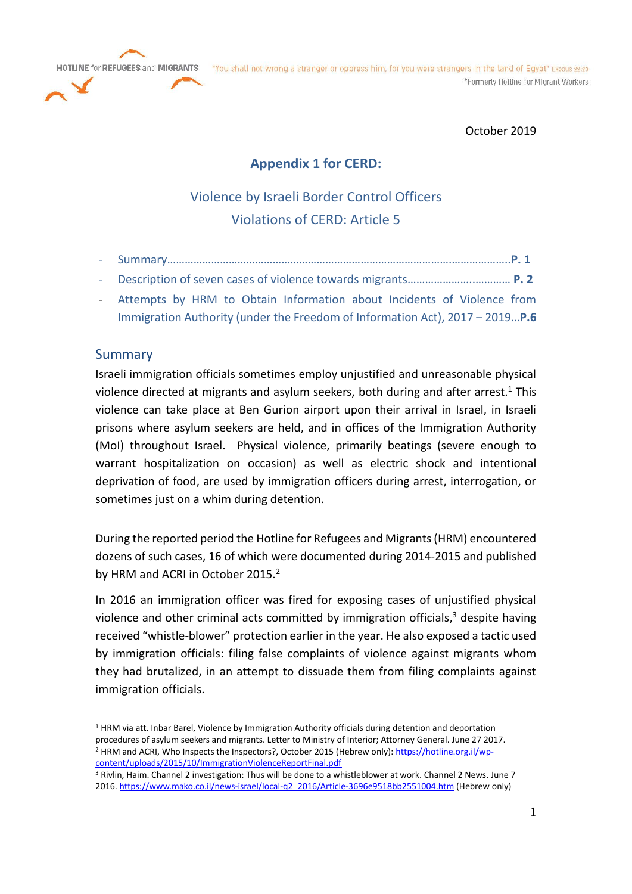October 2019

# Appendix 1 for CERD:

## Violence by Israeli Border Control Officers
## Violations of CERD: Article 5

- Summary………………………………………………………………………………………………………..**P. 1**
- Description of seven cases of violence towards migrants………………….…………… **P. 2**
- Attempts by HRM to Obtain Information about Incidents of Violence from Immigration Authority (under the Freedom of Information Act), 2017 – 2019…**P.6**

## Summary

Israeli immigration officials sometimes employ unjustified and unreasonable physical violence directed at migrants and asylum seekers, both during and after arrest.[1] This violence can take place at Ben Gurion airport upon their arrival in Israel, in Israeli prisons where asylum seekers are held, and in offices of the Immigration Authority (MoI) throughout Israel. Physical violence, primarily beatings (severe enough to warrant hospitalization on occasion) as well as electric shock and intentional deprivation of food, are used by immigration officers during arrest, interrogation, or sometimes just on a whim during detention.

During the reported period the Hotline for Refugees and Migrants (HRM) encountered dozens of such cases, 16 of which were documented during 2014-2015 and published by HRM and ACRI in October 2015.[2]

In 2016 an immigration officer was fired for exposing cases of unjustified physical violence and other criminal acts committed by immigration officials,[3] despite having received "whistle-blower" protection earlier in the year. He also exposed a tactic used by immigration officials: filing false complaints of violence against migrants whom they had brutalized, in an attempt to dissuade them from filing complaints against immigration officials.

---

[1] HRM via att. Inbar Barel, Violence by Immigration Authority officials during detention and deportation procedures of asylum seekers and migrants. Letter to Ministry of Interior; Attorney General. June 27 2017.

[2] HRM and ACRI, Who Inspects the Inspectors?, October 2015 (Hebrew only): https://hotline.org.il/wp-content/uploads/2015/10/ImmigrationViolenceReportFinal.pdf

[3] Rivlin, Haim. Channel 2 investigation: Thus will be done to a whistleblower at work. Channel 2 News. June 7 2016. https://www.mako.co.il/news-israel/local-q2_2016/Article-3696e9518bb2551004.htm (Hebrew only)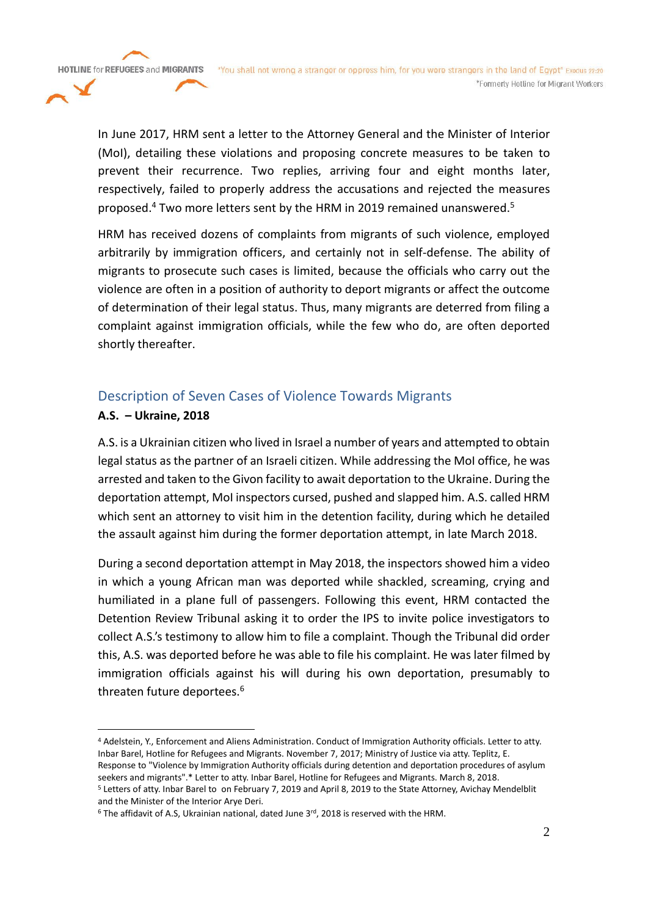In June 2017, HRM sent a letter to the Attorney General and the Minister of Interior (MoI), detailing these violations and proposing concrete measures to be taken to prevent their recurrence. Two replies, arriving four and eight months later, respectively, failed to properly address the accusations and rejected the measures proposed.[4] Two more letters sent by the HRM in 2019 remained unanswered.[5]

HRM has received dozens of complaints from migrants of such violence, employed arbitrarily by immigration officers, and certainly not in self-defense. The ability of migrants to prosecute such cases is limited, because the officials who carry out the violence are often in a position of authority to deport migrants or affect the outcome of determination of their legal status. Thus, many migrants are deterred from filing a complaint against immigration officials, while the few who do, are often deported shortly thereafter.

## Description of Seven Cases of Violence Towards Migrants

**A.S. – Ukraine, 2018**

A.S. is a Ukrainian citizen who lived in Israel a number of years and attempted to obtain legal status as the partner of an Israeli citizen. While addressing the MoI office, he was arrested and taken to the Givon facility to await deportation to the Ukraine. During the deportation attempt, MoI inspectors cursed, pushed and slapped him. A.S. called HRM which sent an attorney to visit him in the detention facility, during which he detailed the assault against him during the former deportation attempt, in late March 2018.

During a second deportation attempt in May 2018, the inspectors showed him a video in which a young African man was deported while shackled, screaming, crying and humiliated in a plane full of passengers. Following this event, HRM contacted the Detention Review Tribunal asking it to order the IPS to invite police investigators to collect A.S.'s testimony to allow him to file a complaint. Though the Tribunal did order this, A.S. was deported before he was able to file his complaint. He was later filmed by immigration officials against his will during his own deportation, presumably to threaten future deportees.[6]

---

[4] Adelstein, Y., Enforcement and Aliens Administration. Conduct of Immigration Authority officials. Letter to atty. Inbar Barel, Hotline for Refugees and Migrants. November 7, 2017; Ministry of Justice via atty. Teplitz, E. Response to "Violence by Immigration Authority officials during detention and deportation procedures of asylum seekers and migrants".* Letter to atty. Inbar Barel, Hotline for Refugees and Migrants. March 8, 2018.

[5] Letters of atty. Inbar Barel to on February 7, 2019 and April 8, 2019 to the State Attorney, Avichay Mendelblit and the Minister of the Interior Arye Deri.

[6] The affidavit of A.S, Ukrainian national, dated June 3rd, 2018 is reserved with the HRM.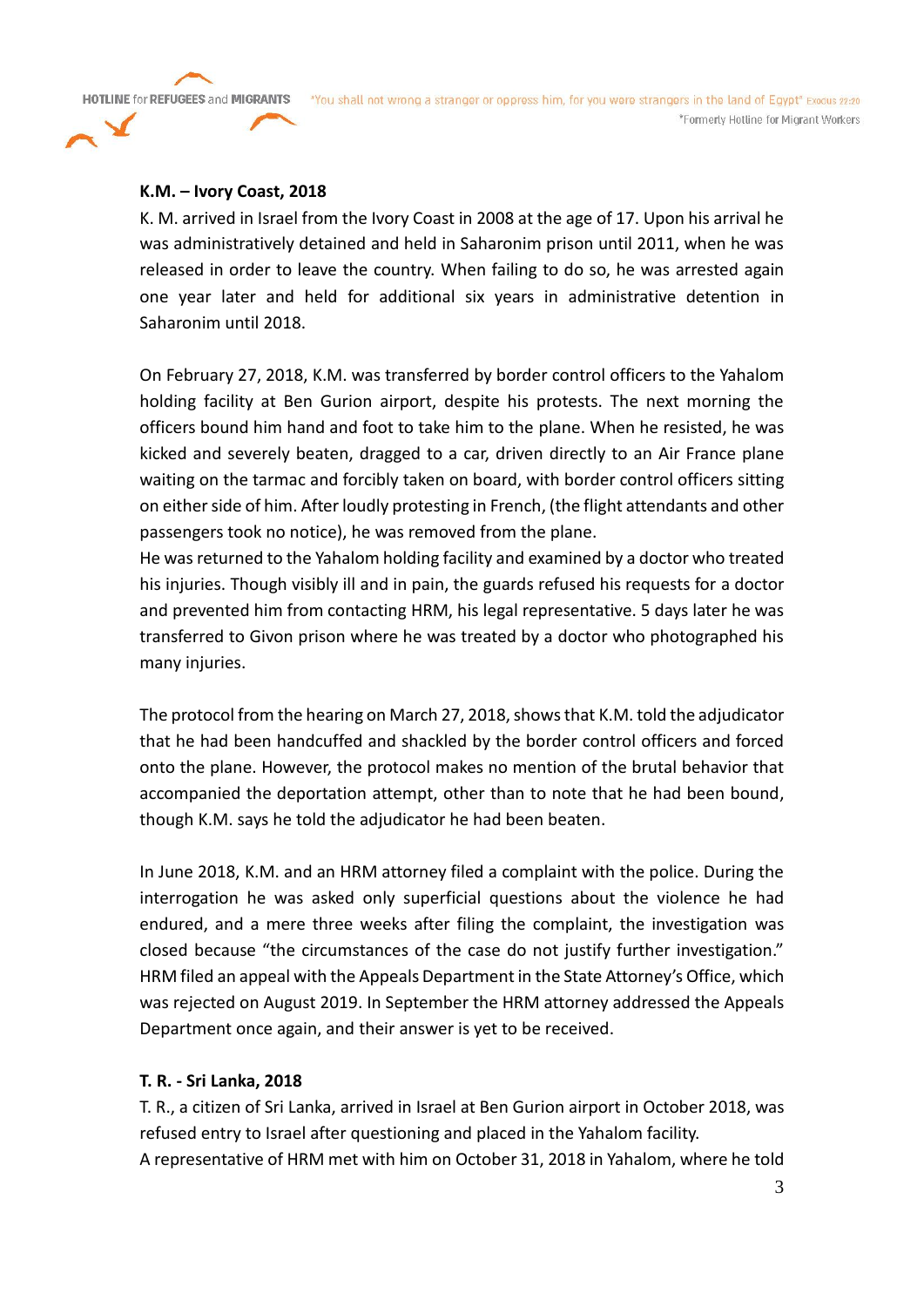**K.M. – Ivory Coast, 2018**

K. M. arrived in Israel from the Ivory Coast in 2008 at the age of 17. Upon his arrival he was administratively detained and held in Saharonim prison until 2011, when he was released in order to leave the country. When failing to do so, he was arrested again one year later and held for additional six years in administrative detention in Saharonim until 2018.

On February 27, 2018, K.M. was transferred by border control officers to the Yahalom holding facility at Ben Gurion airport, despite his protests. The next morning the officers bound him hand and foot to take him to the plane. When he resisted, he was kicked and severely beaten, dragged to a car, driven directly to an Air France plane waiting on the tarmac and forcibly taken on board, with border control officers sitting on either side of him. After loudly protesting in French, (the flight attendants and other passengers took no notice), he was removed from the plane.
He was returned to the Yahalom holding facility and examined by a doctor who treated his injuries. Though visibly ill and in pain, the guards refused his requests for a doctor and prevented him from contacting HRM, his legal representative. 5 days later he was transferred to Givon prison where he was treated by a doctor who photographed his many injuries.

The protocol from the hearing on March 27, 2018, shows that K.M. told the adjudicator that he had been handcuffed and shackled by the border control officers and forced onto the plane. However, the protocol makes no mention of the brutal behavior that accompanied the deportation attempt, other than to note that he had been bound, though K.M. says he told the adjudicator he had been beaten.

In June 2018, K.M. and an HRM attorney filed a complaint with the police. During the interrogation he was asked only superficial questions about the violence he had endured, and a mere three weeks after filing the complaint, the investigation was closed because "the circumstances of the case do not justify further investigation." HRM filed an appeal with the Appeals Department in the State Attorney's Office, which was rejected on August 2019. In September the HRM attorney addressed the Appeals Department once again, and their answer is yet to be received.

**T. R. - Sri Lanka, 2018**

T. R., a citizen of Sri Lanka, arrived in Israel at Ben Gurion airport in October 2018, was refused entry to Israel after questioning and placed in the Yahalom facility.
A representative of HRM met with him on October 31, 2018 in Yahalom, where he told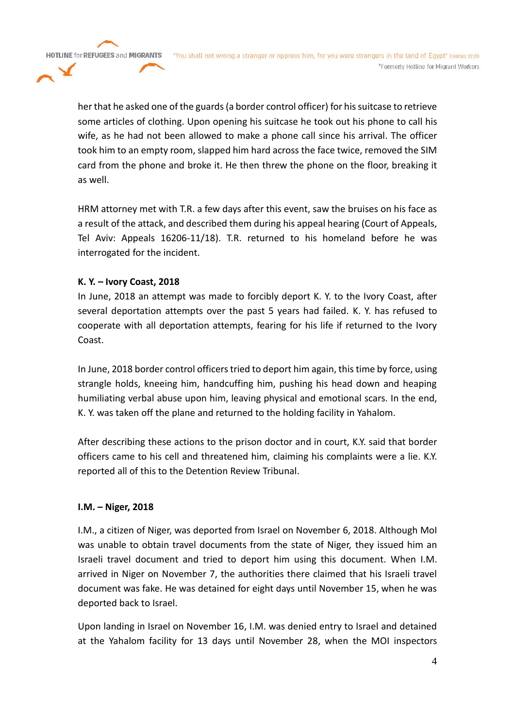her that he asked one of the guards (a border control officer) for his suitcase to retrieve some articles of clothing. Upon opening his suitcase he took out his phone to call his wife, as he had not been allowed to make a phone call since his arrival. The officer took him to an empty room, slapped him hard across the face twice, removed the SIM card from the phone and broke it. He then threw the phone on the floor, breaking it as well.

HRM attorney met with T.R. a few days after this event, saw the bruises on his face as a result of the attack, and described them during his appeal hearing (Court of Appeals, Tel Aviv: Appeals 16206-11/18). T.R. returned to his homeland before he was interrogated for the incident.

**K. Y. – Ivory Coast, 2018**

In June, 2018 an attempt was made to forcibly deport K. Y. to the Ivory Coast, after several deportation attempts over the past 5 years had failed. K. Y. has refused to cooperate with all deportation attempts, fearing for his life if returned to the Ivory Coast.

In June, 2018 border control officers tried to deport him again, this time by force, using strangle holds, kneeing him, handcuffing him, pushing his head down and heaping humiliating verbal abuse upon him, leaving physical and emotional scars. In the end, K. Y. was taken off the plane and returned to the holding facility in Yahalom.

After describing these actions to the prison doctor and in court, K.Y. said that border officers came to his cell and threatened him, claiming his complaints were a lie. K.Y. reported all of this to the Detention Review Tribunal.

**I.M. – Niger, 2018**

I.M., a citizen of Niger, was deported from Israel on November 6, 2018. Although MoI was unable to obtain travel documents from the state of Niger, they issued him an Israeli travel document and tried to deport him using this document. When I.M. arrived in Niger on November 7, the authorities there claimed that his Israeli travel document was fake. He was detained for eight days until November 15, when he was deported back to Israel.

Upon landing in Israel on November 16, I.M. was denied entry to Israel and detained at the Yahalom facility for 13 days until November 28, when the MOI inspectors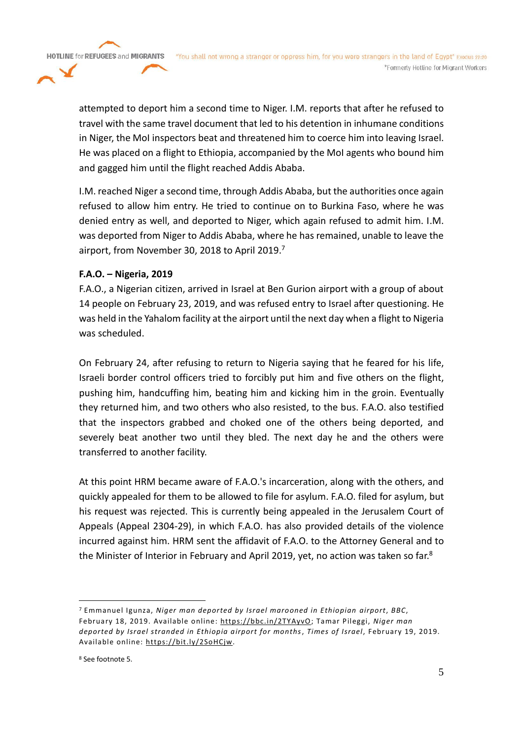attempted to deport him a second time to Niger. I.M. reports that after he refused to travel with the same travel document that led to his detention in inhumane conditions in Niger, the MoI inspectors beat and threatened him to coerce him into leaving Israel. He was placed on a flight to Ethiopia, accompanied by the MoI agents who bound him and gagged him until the flight reached Addis Ababa.

I.M. reached Niger a second time, through Addis Ababa, but the authorities once again refused to allow him entry. He tried to continue on to Burkina Faso, where he was denied entry as well, and deported to Niger, which again refused to admit him. I.M. was deported from Niger to Addis Ababa, where he has remained, unable to leave the airport, from November 30, 2018 to April 2019.[7]

**F.A.O. – Nigeria, 2019**

F.A.O., a Nigerian citizen, arrived in Israel at Ben Gurion airport with a group of about 14 people on February 23, 2019, and was refused entry to Israel after questioning. He was held in the Yahalom facility at the airport until the next day when a flight to Nigeria was scheduled.

On February 24, after refusing to return to Nigeria saying that he feared for his life, Israeli border control officers tried to forcibly put him and five others on the flight, pushing him, handcuffing him, beating him and kicking him in the groin. Eventually they returned him, and two others who also resisted, to the bus. F.A.O. also testified that the inspectors grabbed and choked one of the others being deported, and severely beat another two until they bled. The next day he and the others were transferred to another facility.

At this point HRM became aware of F.A.O.'s incarceration, along with the others, and quickly appealed for them to be allowed to file for asylum. F.A.O. filed for asylum, but his request was rejected. This is currently being appealed in the Jerusalem Court of Appeals (Appeal 2304-29), in which F.A.O. has also provided details of the violence incurred against him. HRM sent the affidavit of F.A.O. to the Attorney General and to the Minister of Interior in February and April 2019, yet, no action was taken so far.[8]

---

[7] Emmanuel Igunza, *Niger man deported by Israel marooned in Ethiopian airport*, *BBC*, February 18, 2019. Available online: https://bbc.in/2TYAyvO; Tamar Pileggi, *Niger man deported by Israel stranded in Ethiopia airport for months*, *Times of Israel*, February 19, 2019. Available online: https://bit.ly/2SoHCjw.

[8] See footnote 5.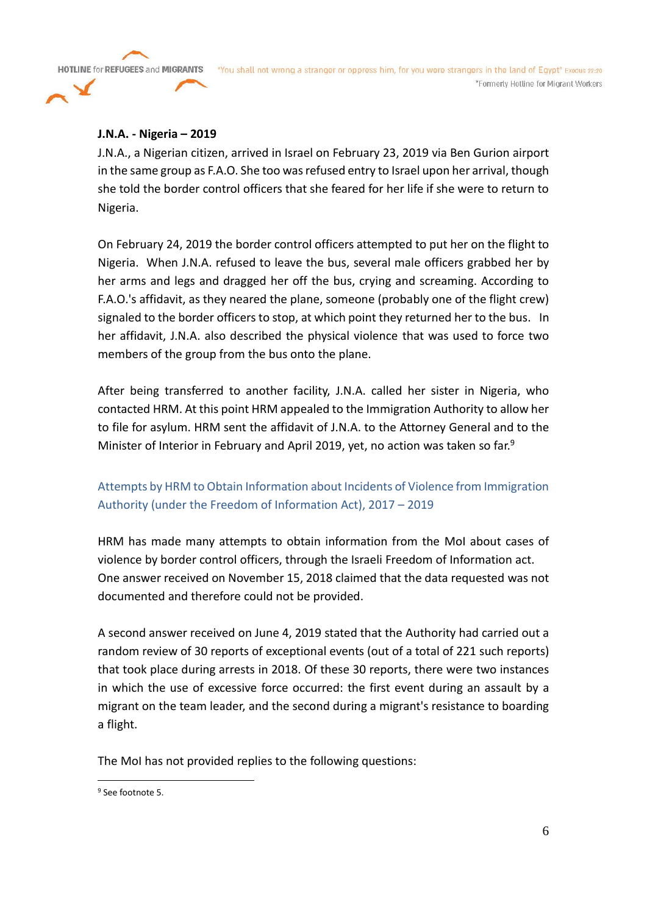**J.N.A. - Nigeria – 2019**

J.N.A., a Nigerian citizen, arrived in Israel on February 23, 2019 via Ben Gurion airport in the same group as F.A.O. She too was refused entry to Israel upon her arrival, though she told the border control officers that she feared for her life if she were to return to Nigeria.

On February 24, 2019 the border control officers attempted to put her on the flight to Nigeria. When J.N.A. refused to leave the bus, several male officers grabbed her by her arms and legs and dragged her off the bus, crying and screaming. According to F.A.O.'s affidavit, as they neared the plane, someone (probably one of the flight crew) signaled to the border officers to stop, at which point they returned her to the bus. In her affidavit, J.N.A. also described the physical violence that was used to force two members of the group from the bus onto the plane.

After being transferred to another facility, J.N.A. called her sister in Nigeria, who contacted HRM. At this point HRM appealed to the Immigration Authority to allow her to file for asylum. HRM sent the affidavit of J.N.A. to the Attorney General and to the Minister of Interior in February and April 2019, yet, no action was taken so far.[9]

## Attempts by HRM to Obtain Information about Incidents of Violence from Immigration Authority (under the Freedom of Information Act), 2017 – 2019

HRM has made many attempts to obtain information from the MoI about cases of violence by border control officers, through the Israeli Freedom of Information act. One answer received on November 15, 2018 claimed that the data requested was not documented and therefore could not be provided.

A second answer received on June 4, 2019 stated that the Authority had carried out a random review of 30 reports of exceptional events (out of a total of 221 such reports) that took place during arrests in 2018. Of these 30 reports, there were two instances in which the use of excessive force occurred: the first event during an assault by a migrant on the team leader, and the second during a migrant's resistance to boarding a flight.

The MoI has not provided replies to the following questions:

---

[9] See footnote 5.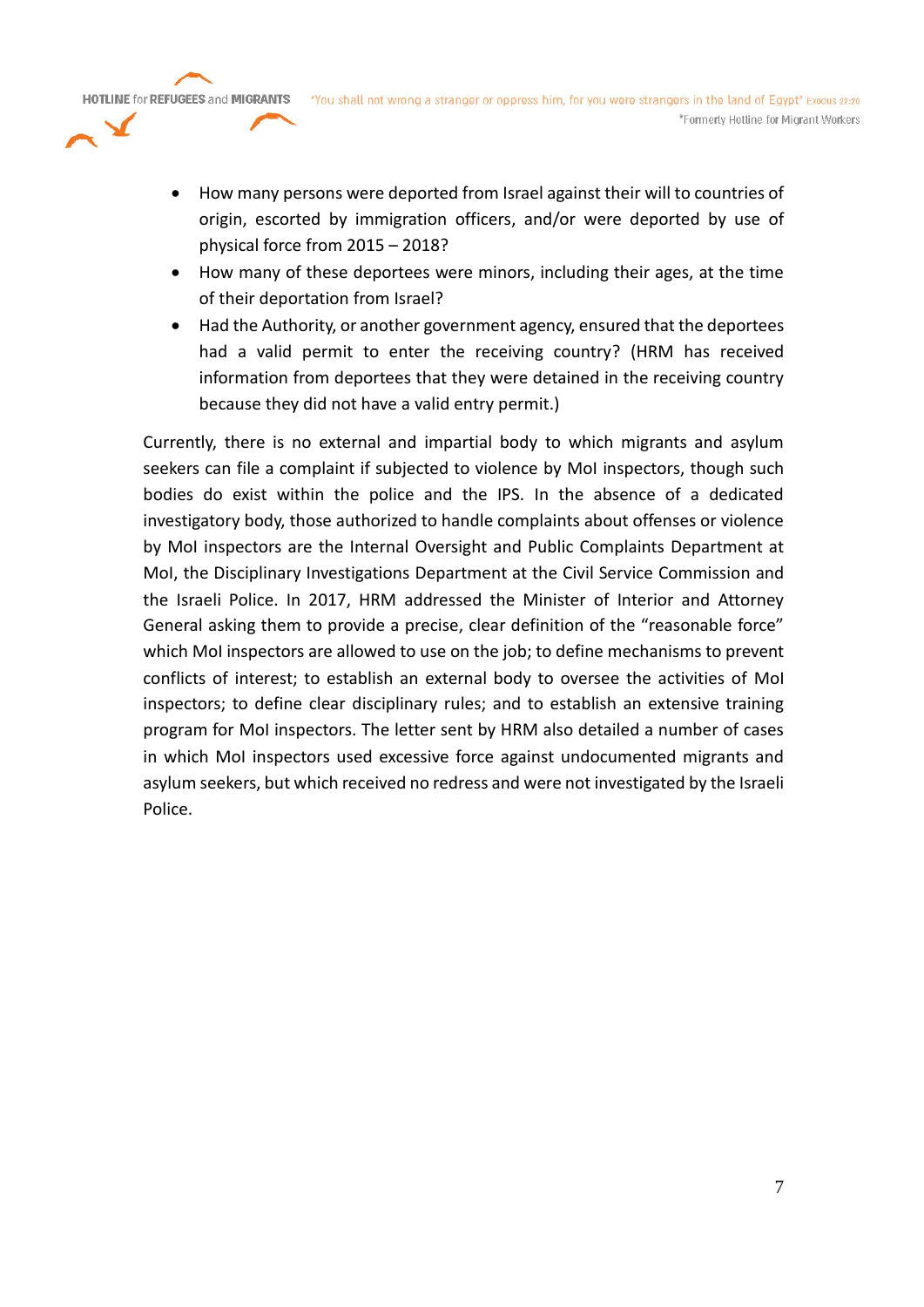- How many persons were deported from Israel against their will to countries of origin, escorted by immigration officers, and/or were deported by use of physical force from 2015 – 2018?
- How many of these deportees were minors, including their ages, at the time of their deportation from Israel?
- Had the Authority, or another government agency, ensured that the deportees had a valid permit to enter the receiving country? (HRM has received information from deportees that they were detained in the receiving country because they did not have a valid entry permit.)

Currently, there is no external and impartial body to which migrants and asylum seekers can file a complaint if subjected to violence by MoI inspectors, though such bodies do exist within the police and the IPS. In the absence of a dedicated investigatory body, those authorized to handle complaints about offenses or violence by MoI inspectors are the Internal Oversight and Public Complaints Department at MoI, the Disciplinary Investigations Department at the Civil Service Commission and the Israeli Police. In 2017, HRM addressed the Minister of Interior and Attorney General asking them to provide a precise, clear definition of the "reasonable force" which MoI inspectors are allowed to use on the job; to define mechanisms to prevent conflicts of interest; to establish an external body to oversee the activities of MoI inspectors; to define clear disciplinary rules; and to establish an extensive training program for MoI inspectors. The letter sent by HRM also detailed a number of cases in which MoI inspectors used excessive force against undocumented migrants and asylum seekers, but which received no redress and were not investigated by the Israeli Police.